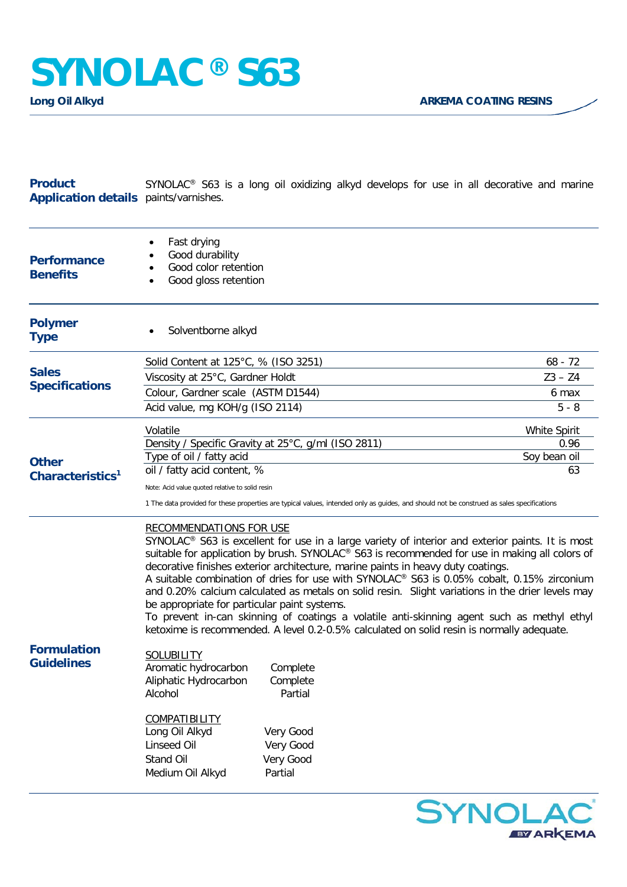# SYNOLAC® S63

**Long Oil Alkyd**

**ARKEMA COATING RESINS**

## Product Application details

SYNOLAC® S63 is a long oil oxidizing alkyd develops for use in all decorative and marine paints/varnishes.

## Performance Benefits

- Fast drying
- Good durability
- Good color retention
- Good gloss retention

## Polymer Type

- Solventborne alkyd

## Sales Specifications

| Property | Value |
|---|---|
| Solid Content at 125°C, % (ISO 3251) | 68 - 72 |
| Viscosity at 25°C, Gardner Holdt | Z3 – Z4 |
| Colour, Gardner scale (ASTM D1544) | 6 max |
| Acid value, mg KOH/g (ISO 2114) | 5 - 8 |

## Other Characteristics[1]

| Property | Value |
|---|---|
| Volatile | White Spirit |
| Density / Specific Gravity at 25°C, g/ml (ISO 2811) | 0.96 |
| Type of oil / fatty acid | Soy bean oil |
| oil / fatty acid content, % | 63 |

Note: Acid value quoted relative to solid resin

1 The data provided for these properties are typical values, intended only as guides, and should not be construed as sales specifications

## Formulation Guidelines

RECOMMENDATIONS FOR USE

SYNOLAC® S63 is excellent for use in a large variety of interior and exterior paints. It is most suitable for application by brush. SYNOLAC® S63 is recommended for use in making all colors of decorative finishes exterior architecture, marine paints in heavy duty coatings.

A suitable combination of dries for use with SYNOLAC® S63 is 0.05% cobalt, 0.15% zirconium and 0.20% calcium calculated as metals on solid resin. Slight variations in the drier levels may be appropriate for particular paint systems.

To prevent in-can skinning of coatings a volatile anti-skinning agent such as methyl ethyl ketoxime is recommended. A level 0.2-0.5% calculated on solid resin is normally adequate.

SOLUBILITY

| Solvent | Solubility |
|---|---|
| Aromatic hydrocarbon | Complete |
| Aliphatic Hydrocarbon | Complete |
| Alcohol | Partial |

COMPATIBILITY

| Material | Compatibility |
|---|---|
| Long Oil Alkyd | Very Good |
| Linseed Oil | Very Good |
| Stand Oil | Very Good |
| Medium Oil Alkyd | Partial |

SYNOLAC® BY ARKEMA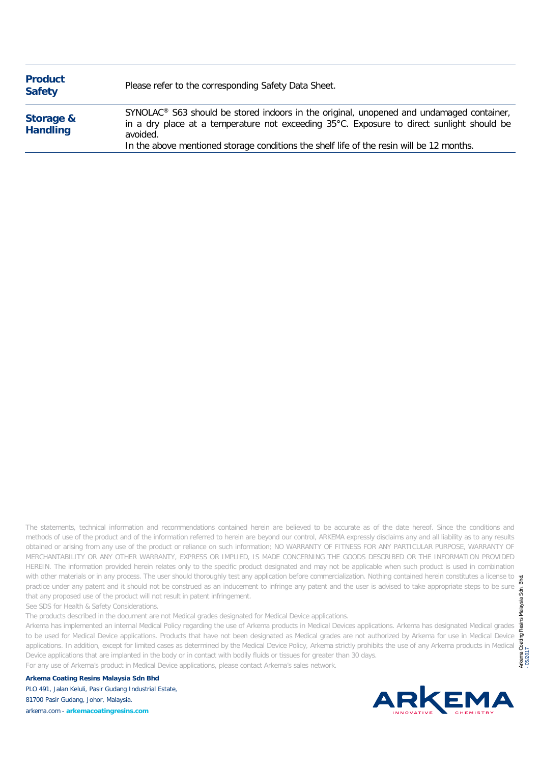| | |
|---|---|
| **Product Safety** | Please refer to the corresponding Safety Data Sheet. |
| **Storage & Handling** | SYNOLAC® S63 should be stored indoors in the original, unopened and undamaged container, in a dry place at a temperature not exceeding 35°C. Exposure to direct sunlight should be avoided.<br>In the above mentioned storage conditions the shelf life of the resin will be 12 months. |

The statements, technical information and recommendations contained herein are believed to be accurate as of the date hereof. Since the conditions and methods of use of the product and of the information referred to herein are beyond our control, ARKEMA expressly disclaims any and all liability as to any results obtained or arising from any use of the product or reliance on such information; NO WARRANTY OF FITNESS FOR ANY PARTICULAR PURPOSE, WARRANTY OF MERCHANTABILITY OR ANY OTHER WARRANTY, EXPRESS OR IMPLIED, IS MADE CONCERNING THE GOODS DESCRIBED OR THE INFORMATION PROVIDED HEREIN. The information provided herein relates only to the specific product designated and may not be applicable when such product is used in combination with other materials or in any process. The user should thoroughly test any application before commercialization. Nothing contained herein constitutes a license to practice under any patent and it should not be construed as an inducement to infringe any patent and the user is advised to take appropriate steps to be sure that any proposed use of the product will not result in patent infringement.

See SDS for Health & Safety Considerations.

The products described in the document are not Medical grades designated for Medical Device applications.

Arkema has implemented an internal Medical Policy regarding the use of Arkema products in Medical Devices applications. Arkema has designated Medical grades to be used for Medical Device applications. Products that have not been designated as Medical grades are not authorized by Arkema for use in Medical Device applications. In addition, except for limited cases as determined by the Medical Device Policy, Arkema strictly prohibits the use of any Arkema products in Medical Device applications that are implanted in the body or in contact with bodily fluids or tissues for greater than 30 days.

For any use of Arkema's product in Medical Device applications, please contact Arkema's sales network.

**Arkema Coating Resins Malaysia Sdn Bhd**
PLO 491, Jalan Keluli, Pasir Gudang Industrial Estate,
81700 Pasir Gudang, Johor, Malaysia.
arkema.com - **arkemacoatingresins.com**

ARKEMA INNOVATIVE CHEMISTRY

Arkema Coating Resins Malaysia Sdn. Bhd. - 05/2017